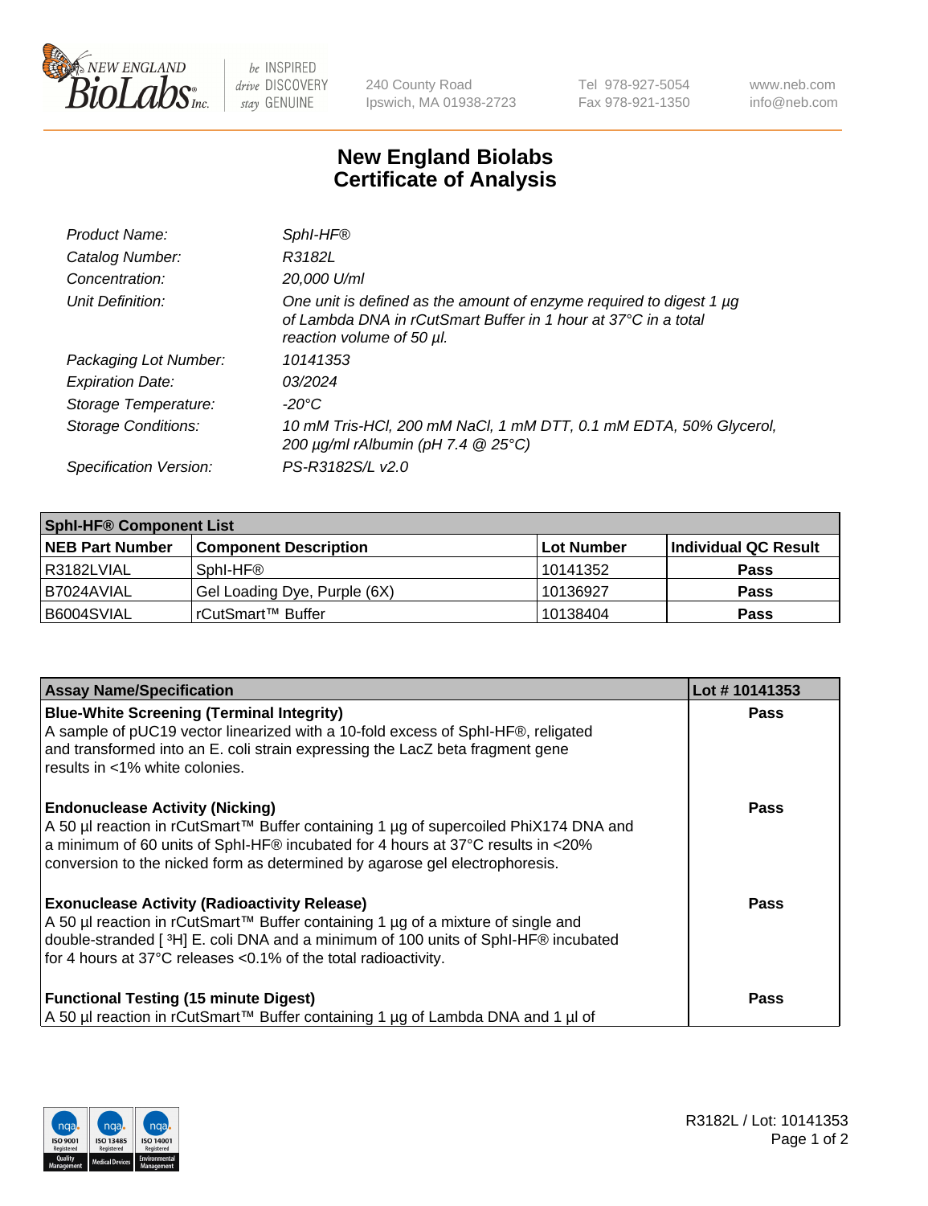240 County Road
Ipswich, MA 01938-2723

Tel 978-927-5054
Fax 978-921-1350

www.neb.com
info@neb.com

# New England Biolabs
# Certificate of Analysis

| | |
|---|---|
| *Product Name:* | *SphI-HF®* |
| *Catalog Number:* | *R3182L* |
| *Concentration:* | *20,000 U/ml* |
| *Unit Definition:* | *One unit is defined as the amount of enzyme required to digest 1 µg of Lambda DNA in rCutSmart Buffer in 1 hour at 37°C in a total reaction volume of 50 µl.* |
| *Packaging Lot Number:* | *10141353* |
| *Expiration Date:* | *03/2024* |
| *Storage Temperature:* | *-20°C* |
| *Storage Conditions:* | *10 mM Tris-HCl, 200 mM NaCl, 1 mM DTT, 0.1 mM EDTA, 50% Glycerol, 200 µg/ml rAlbumin (pH 7.4 @ 25°C)* |
| *Specification Version:* | *PS-R3182S/L v2.0* |

| SphI-HF® Component List | | | |
|---|---|---|---|
| **NEB Part Number** | **Component Description** | **Lot Number** | **Individual QC Result** |
| R3182LVIAL | SphI-HF® | 10141352 | **Pass** |
| B7024AVIAL | Gel Loading Dye, Purple (6X) | 10136927 | **Pass** |
| B6004SVIAL | rCutSmart™ Buffer | 10138404 | **Pass** |

| Assay Name/Specification | Lot # 10141353 |
|---|---|
| **Blue-White Screening (Terminal Integrity)**<br>A sample of pUC19 vector linearized with a 10-fold excess of SphI-HF®, religated and transformed into an E. coli strain expressing the LacZ beta fragment gene results in <1% white colonies. | **Pass** |
| **Endonuclease Activity (Nicking)**<br>A 50 µl reaction in rCutSmart™ Buffer containing 1 µg of supercoiled PhiX174 DNA and a minimum of 60 units of SphI-HF® incubated for 4 hours at 37°C results in <20% conversion to the nicked form as determined by agarose gel electrophoresis. | **Pass** |
| **Exonuclease Activity (Radioactivity Release)**<br>A 50 µl reaction in rCutSmart™ Buffer containing 1 µg of a mixture of single and double-stranded [ $^{3}$H] E. coli DNA and a minimum of 100 units of SphI-HF® incubated for 4 hours at 37°C releases <0.1% of the total radioactivity. | **Pass** |
| **Functional Testing (15 minute Digest)**<br>A 50 µl reaction in rCutSmart™ Buffer containing 1 µg of Lambda DNA and 1 µl of | **Pass** |

R3182L / Lot: 10141353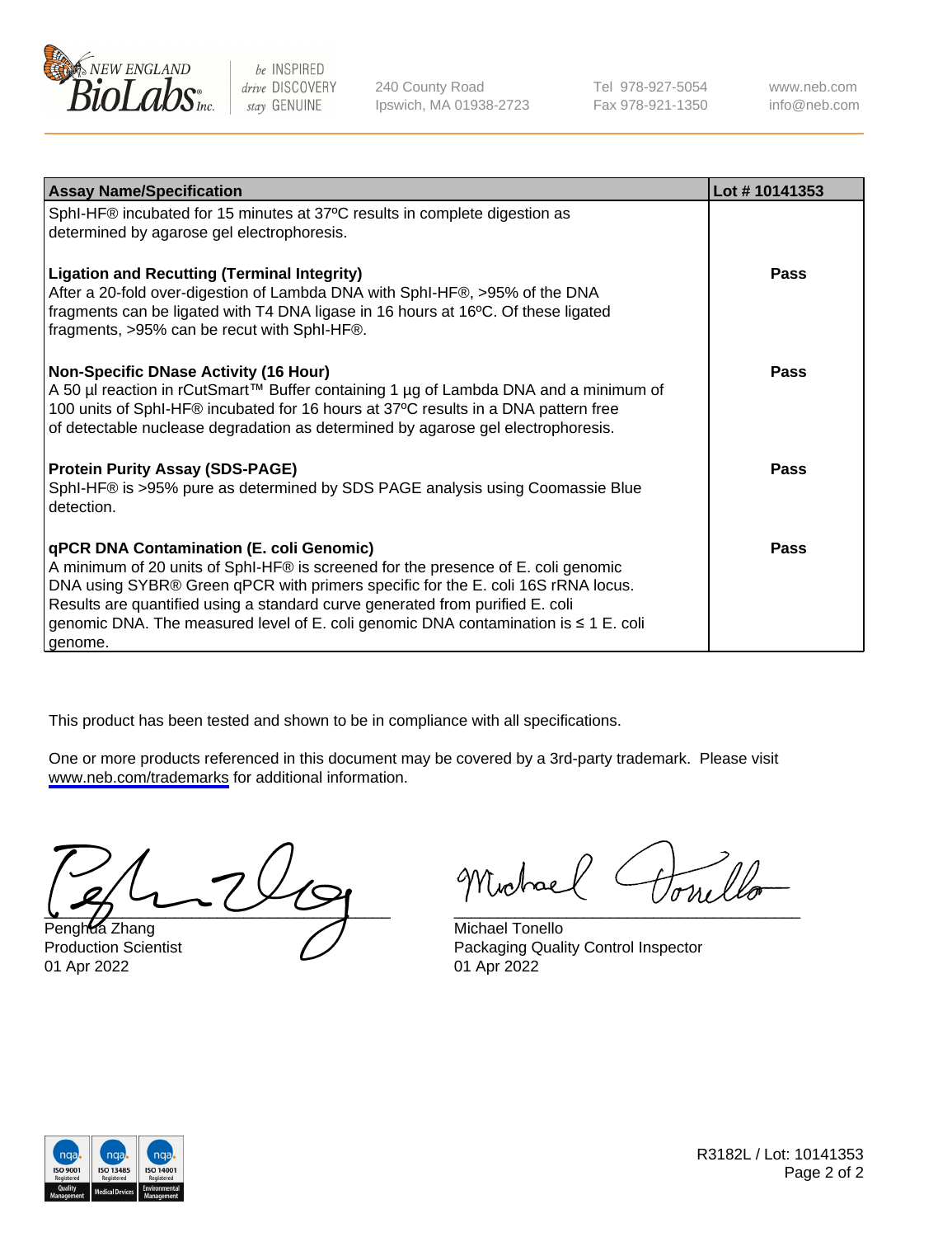| Assay Name/Specification | Lot # 10141353 |
| --- | --- |
| SphI-HF® incubated for 15 minutes at 37ºC results in complete digestion as determined by agarose gel electrophoresis. | |
| **Ligation and Recutting (Terminal Integrity)**<br>After a 20-fold over-digestion of Lambda DNA with SphI-HF®, >95% of the DNA fragments can be ligated with T4 DNA ligase in 16 hours at 16ºC. Of these ligated fragments, >95% can be recut with SphI-HF®. | **Pass** |
| **Non-Specific DNase Activity (16 Hour)**<br>A 50 µl reaction in rCutSmart™ Buffer containing 1 µg of Lambda DNA and a minimum of 100 units of SphI-HF® incubated for 16 hours at 37ºC results in a DNA pattern free of detectable nuclease degradation as determined by agarose gel electrophoresis. | **Pass** |
| **Protein Purity Assay (SDS-PAGE)**<br>SphI-HF® is >95% pure as determined by SDS PAGE analysis using Coomassie Blue detection. | **Pass** |
| **qPCR DNA Contamination (E. coli Genomic)**<br>A minimum of 20 units of SphI-HF® is screened for the presence of E. coli genomic DNA using SYBR® Green qPCR with primers specific for the E. coli 16S rRNA locus. Results are quantified using a standard curve generated from purified E. coli genomic DNA. The measured level of E. coli genomic DNA contamination is ≤ 1 E. coli genome. | **Pass** |

This product has been tested and shown to be in compliance with all specifications.

One or more products referenced in this document may be covered by a 3rd-party trademark. Please visit www.neb.com/trademarks for additional information.

Penghua Zhang
Production Scientist
01 Apr 2022

Michael Tonello
Packaging Quality Control Inspector
01 Apr 2022

R3182L / Lot: 10141353